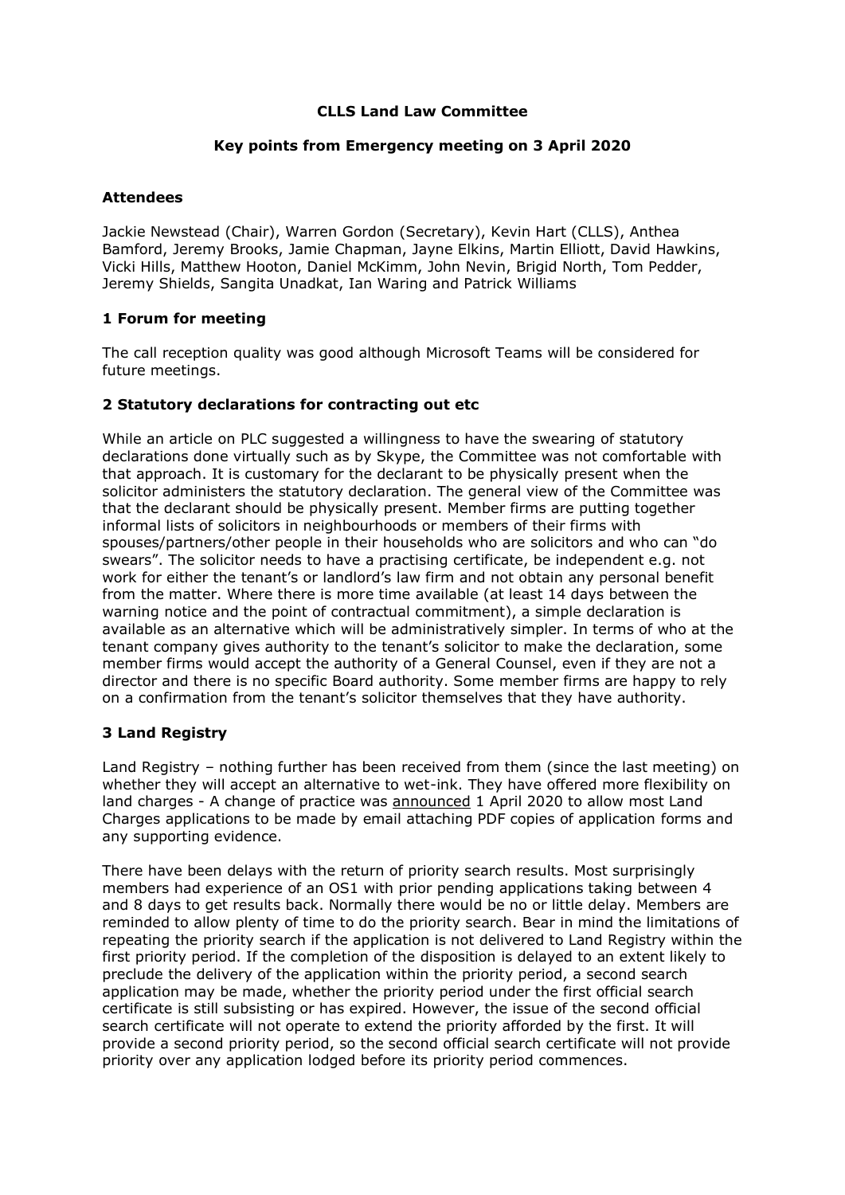**CLLS Land Law Committee**

**Key points from Emergency meeting on 3 April 2020**

**Attendees**

Jackie Newstead (Chair), Warren Gordon (Secretary), Kevin Hart (CLLS), Anthea Bamford, Jeremy Brooks, Jamie Chapman, Jayne Elkins, Martin Elliott, David Hawkins, Vicki Hills, Matthew Hooton, Daniel McKimm, John Nevin, Brigid North, Tom Pedder, Jeremy Shields, Sangita Unadkat, Ian Waring and Patrick Williams

**1 Forum for meeting**

The call reception quality was good although Microsoft Teams will be considered for future meetings.

**2 Statutory declarations for contracting out etc**

While an article on PLC suggested a willingness to have the swearing of statutory declarations done virtually such as by Skype, the Committee was not comfortable with that approach. It is customary for the declarant to be physically present when the solicitor administers the statutory declaration. The general view of the Committee was that the declarant should be physically present. Member firms are putting together informal lists of solicitors in neighbourhoods or members of their firms with spouses/partners/other people in their households who are solicitors and who can "do swears". The solicitor needs to have a practising certificate, be independent e.g. not work for either the tenant's or landlord's law firm and not obtain any personal benefit from the matter. Where there is more time available (at least 14 days between the warning notice and the point of contractual commitment), a simple declaration is available as an alternative which will be administratively simpler. In terms of who at the tenant company gives authority to the tenant's solicitor to make the declaration, some member firms would accept the authority of a General Counsel, even if they are not a director and there is no specific Board authority. Some member firms are happy to rely on a confirmation from the tenant's solicitor themselves that they have authority.

**3 Land Registry**

Land Registry – nothing further has been received from them (since the last meeting) on whether they will accept an alternative to wet-ink. They have offered more flexibility on land charges - A change of practice was announced 1 April 2020 to allow most Land Charges applications to be made by email attaching PDF copies of application forms and any supporting evidence.

There have been delays with the return of priority search results. Most surprisingly members had experience of an OS1 with prior pending applications taking between 4 and 8 days to get results back. Normally there would be no or little delay. Members are reminded to allow plenty of time to do the priority search. Bear in mind the limitations of repeating the priority search if the application is not delivered to Land Registry within the first priority period. If the completion of the disposition is delayed to an extent likely to preclude the delivery of the application within the priority period, a second search application may be made, whether the priority period under the first official search certificate is still subsisting or has expired. However, the issue of the second official search certificate will not operate to extend the priority afforded by the first. It will provide a second priority period, so the second official search certificate will not provide priority over any application lodged before its priority period commences.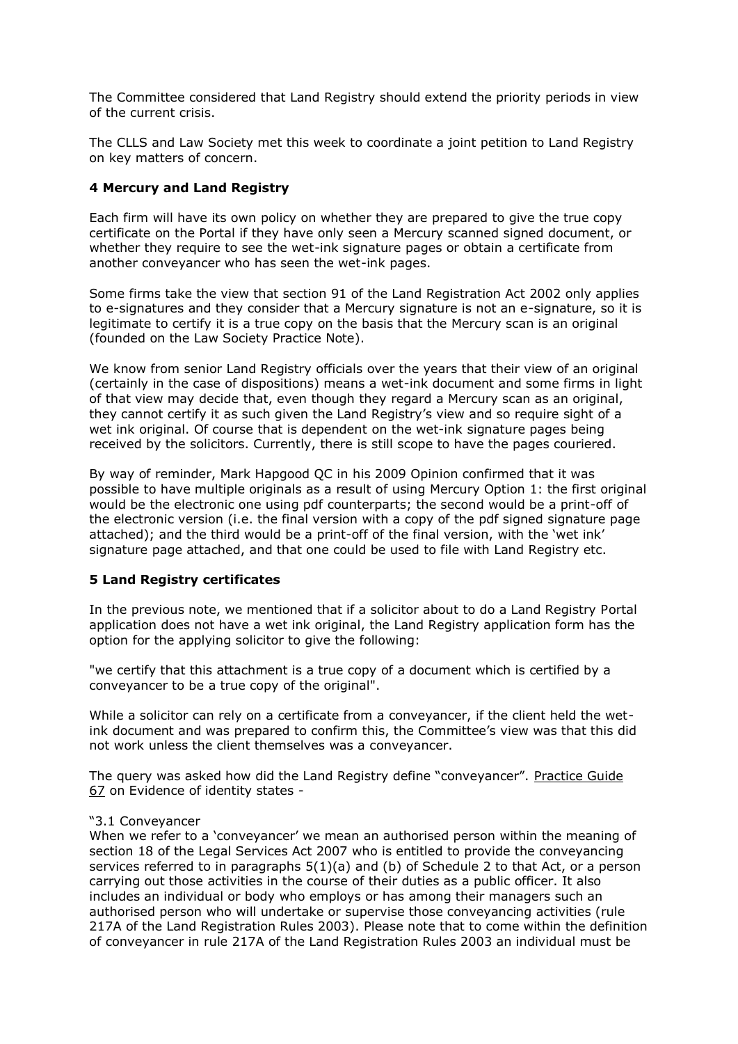The Committee considered that Land Registry should extend the priority periods in view of the current crisis.

The CLLS and Law Society met this week to coordinate a joint petition to Land Registry on key matters of concern.

**4 Mercury and Land Registry**

Each firm will have its own policy on whether they are prepared to give the true copy certificate on the Portal if they have only seen a Mercury scanned signed document, or whether they require to see the wet-ink signature pages or obtain a certificate from another conveyancer who has seen the wet-ink pages.

Some firms take the view that section 91 of the Land Registration Act 2002 only applies to e-signatures and they consider that a Mercury signature is not an e-signature, so it is legitimate to certify it is a true copy on the basis that the Mercury scan is an original (founded on the Law Society Practice Note).

We know from senior Land Registry officials over the years that their view of an original (certainly in the case of dispositions) means a wet-ink document and some firms in light of that view may decide that, even though they regard a Mercury scan as an original, they cannot certify it as such given the Land Registry's view and so require sight of a wet ink original. Of course that is dependent on the wet-ink signature pages being received by the solicitors. Currently, there is still scope to have the pages couriered.

By way of reminder, Mark Hapgood QC in his 2009 Opinion confirmed that it was possible to have multiple originals as a result of using Mercury Option 1: the first original would be the electronic one using pdf counterparts; the second would be a print-off of the electronic version (i.e. the final version with a copy of the pdf signed signature page attached); and the third would be a print-off of the final version, with the 'wet ink' signature page attached, and that one could be used to file with Land Registry etc.

**5 Land Registry certificates**

In the previous note, we mentioned that if a solicitor about to do a Land Registry Portal application does not have a wet ink original, the Land Registry application form has the option for the applying solicitor to give the following:

"we certify that this attachment is a true copy of a document which is certified by a conveyancer to be a true copy of the original".

While a solicitor can rely on a certificate from a conveyancer, if the client held the wet-ink document and was prepared to confirm this, the Committee's view was that this did not work unless the client themselves was a conveyancer.

The query was asked how did the Land Registry define "conveyancer". Practice Guide 67 on Evidence of identity states -

"3.1 Conveyancer
When we refer to a 'conveyancer' we mean an authorised person within the meaning of section 18 of the Legal Services Act 2007 who is entitled to provide the conveyancing services referred to in paragraphs 5(1)(a) and (b) of Schedule 2 to that Act, or a person carrying out those activities in the course of their duties as a public officer. It also includes an individual or body who employs or has among their managers such an authorised person who will undertake or supervise those conveyancing activities (rule 217A of the Land Registration Rules 2003). Please note that to come within the definition of conveyancer in rule 217A of the Land Registration Rules 2003 an individual must be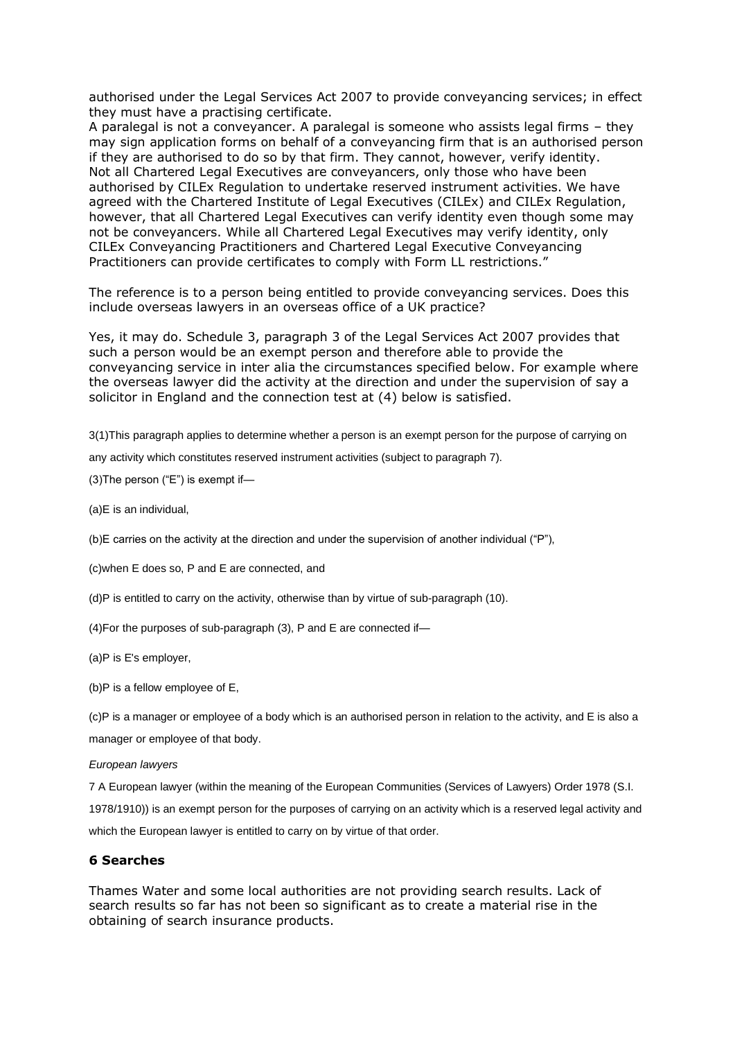authorised under the Legal Services Act 2007 to provide conveyancing services; in effect they must have a practising certificate.
A paralegal is not a conveyancer. A paralegal is someone who assists legal firms – they may sign application forms on behalf of a conveyancing firm that is an authorised person if they are authorised to do so by that firm. They cannot, however, verify identity.
Not all Chartered Legal Executives are conveyancers, only those who have been authorised by CILEx Regulation to undertake reserved instrument activities. We have agreed with the Chartered Institute of Legal Executives (CILEx) and CILEx Regulation, however, that all Chartered Legal Executives can verify identity even though some may not be conveyancers. While all Chartered Legal Executives may verify identity, only CILEx Conveyancing Practitioners and Chartered Legal Executive Conveyancing Practitioners can provide certificates to comply with Form LL restrictions."

The reference is to a person being entitled to provide conveyancing services. Does this include overseas lawyers in an overseas office of a UK practice?

Yes, it may do. Schedule 3, paragraph 3 of the Legal Services Act 2007 provides that such a person would be an exempt person and therefore able to provide the conveyancing service in inter alia the circumstances specified below. For example where the overseas lawyer did the activity at the direction and under the supervision of say a solicitor in England and the connection test at (4) below is satisfied.

3(1)This paragraph applies to determine whether a person is an exempt person for the purpose of carrying on any activity which constitutes reserved instrument activities (subject to paragraph 7).

(3)The person ("E") is exempt if—

(a)E is an individual,

(b)E carries on the activity at the direction and under the supervision of another individual ("P"),

(c)when E does so, P and E are connected, and

(d)P is entitled to carry on the activity, otherwise than by virtue of sub-paragraph (10).

(4)For the purposes of sub-paragraph (3), P and E are connected if—

(a)P is E's employer,

(b)P is a fellow employee of E,

(c)P is a manager or employee of a body which is an authorised person in relation to the activity, and E is also a manager or employee of that body.

*European lawyers*

7 A European lawyer (within the meaning of the European Communities (Services of Lawyers) Order 1978 (S.I. 1978/1910)) is an exempt person for the purposes of carrying on an activity which is a reserved legal activity and which the European lawyer is entitled to carry on by virtue of that order.

### 6 Searches

Thames Water and some local authorities are not providing search results. Lack of search results so far has not been so significant as to create a material rise in the obtaining of search insurance products.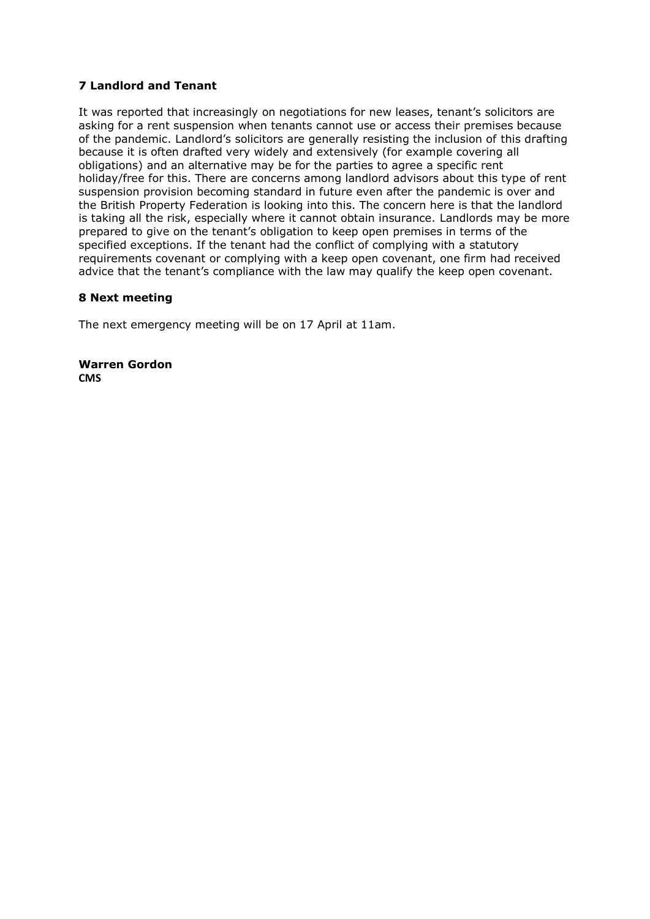## 7 Landlord and Tenant

It was reported that increasingly on negotiations for new leases, tenant's solicitors are asking for a rent suspension when tenants cannot use or access their premises because of the pandemic. Landlord's solicitors are generally resisting the inclusion of this drafting because it is often drafted very widely and extensively (for example covering all obligations) and an alternative may be for the parties to agree a specific rent holiday/free for this. There are concerns among landlord advisors about this type of rent suspension provision becoming standard in future even after the pandemic is over and the British Property Federation is looking into this. The concern here is that the landlord is taking all the risk, especially where it cannot obtain insurance. Landlords may be more prepared to give on the tenant's obligation to keep open premises in terms of the specified exceptions. If the tenant had the conflict of complying with a statutory requirements covenant or complying with a keep open covenant, one firm had received advice that the tenant's compliance with the law may qualify the keep open covenant.

## 8 Next meeting

The next emergency meeting will be on 17 April at 11am.

**Warren Gordon**
**CMS**